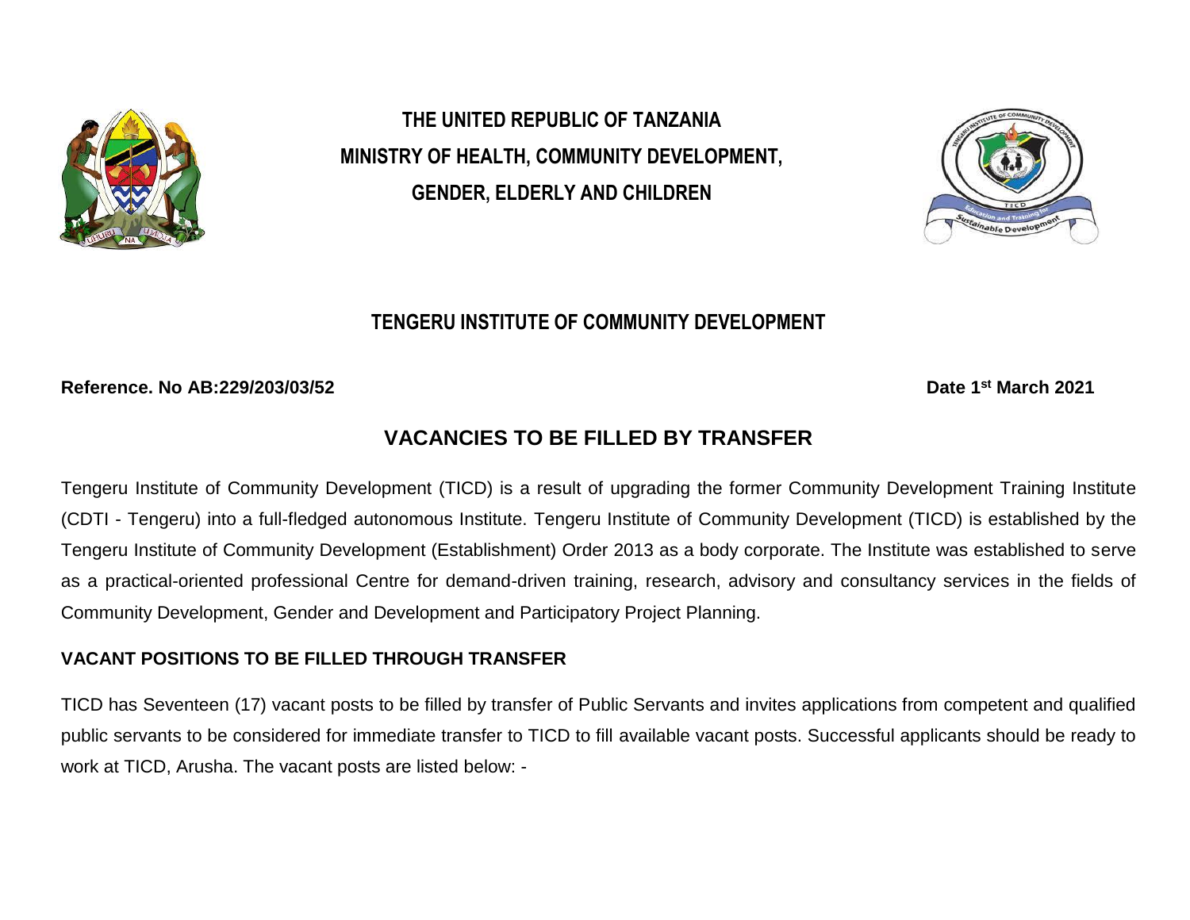**THE UNITED REPUBLIC OF TANZANIA**
**MINISTRY OF HEALTH, COMMUNITY DEVELOPMENT,**
**GENDER, ELDERLY AND CHILDREN**

## TENGERU INSTITUTE OF COMMUNITY DEVELOPMENT

**Reference. No AB:229/203/03/52** **Date 1st March 2021**

# VACANCIES TO BE FILLED BY TRANSFER

Tengeru Institute of Community Development (TICD) is a result of upgrading the former Community Development Training Institute (CDTI - Tengeru) into a full-fledged autonomous Institute. Tengeru Institute of Community Development (TICD) is established by the Tengeru Institute of Community Development (Establishment) Order 2013 as a body corporate. The Institute was established to serve as a practical-oriented professional Centre for demand-driven training, research, advisory and consultancy services in the fields of Community Development, Gender and Development and Participatory Project Planning.

**VACANT POSITIONS TO BE FILLED THROUGH TRANSFER**

TICD has Seventeen (17) vacant posts to be filled by transfer of Public Servants and invites applications from competent and qualified public servants to be considered for immediate transfer to TICD to fill available vacant posts. Successful applicants should be ready to work at TICD, Arusha. The vacant posts are listed below: -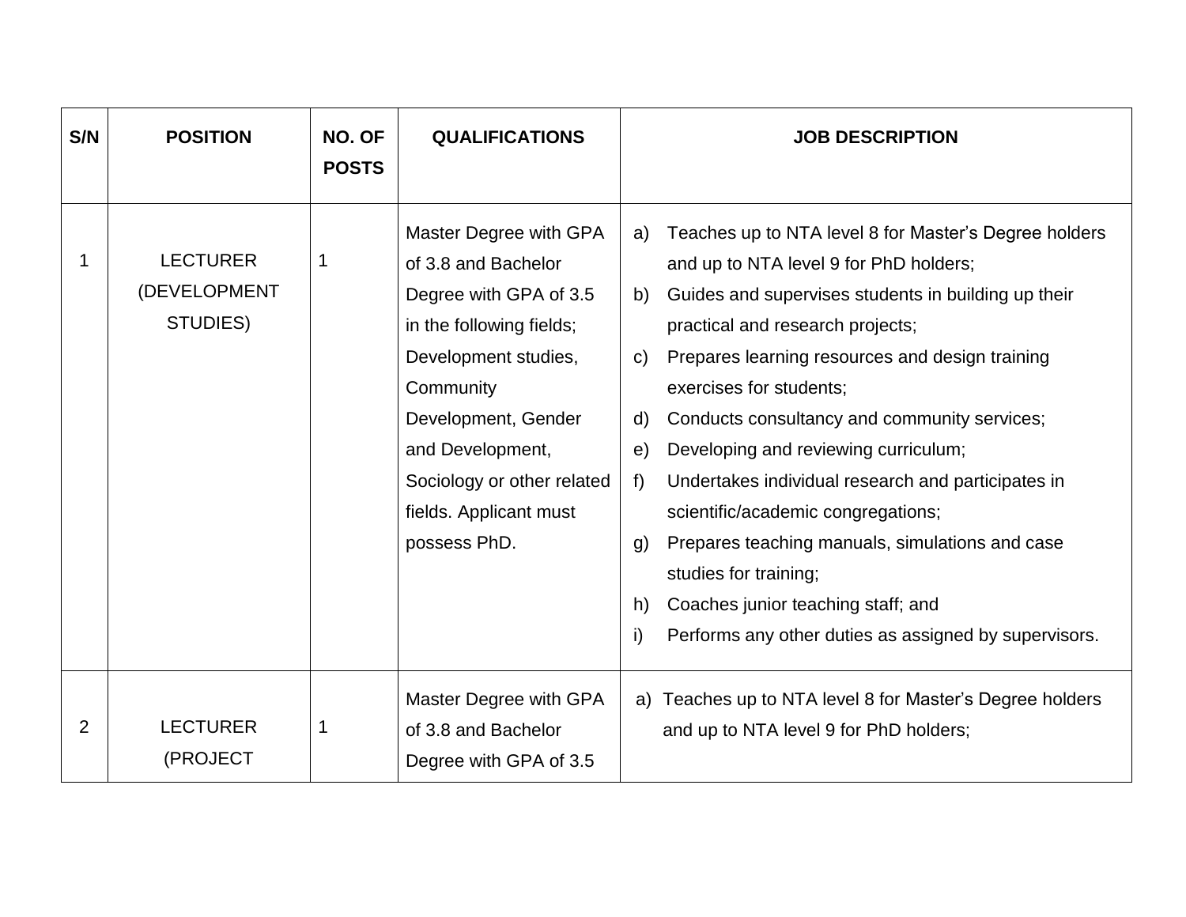| S/N | POSITION | NO. OF POSTS | QUALIFICATIONS | JOB DESCRIPTION |
|---|---|---|---|---|
| 1 | LECTURER (DEVELOPMENT STUDIES) | 1 | Master Degree with GPA of 3.8 and Bachelor Degree with GPA of 3.5 in the following fields; Development studies, Community Development, Gender and Development, Sociology or other related fields. Applicant must possess PhD. | a) Teaches up to NTA level 8 for Master's Degree holders and up to NTA level 9 for PhD holders;<br>b) Guides and supervises students in building up their practical and research projects;<br>c) Prepares learning resources and design training exercises for students;<br>d) Conducts consultancy and community services;<br>e) Developing and reviewing curriculum;<br>f) Undertakes individual research and participates in scientific/academic congregations;<br>g) Prepares teaching manuals, simulations and case studies for training;<br>h) Coaches junior teaching staff; and<br>i) Performs any other duties as assigned by supervisors. |
| 2 | LECTURER (PROJECT | 1 | Master Degree with GPA of 3.8 and Bachelor Degree with GPA of 3.5 | a) Teaches up to NTA level 8 for Master's Degree holders and up to NTA level 9 for PhD holders; |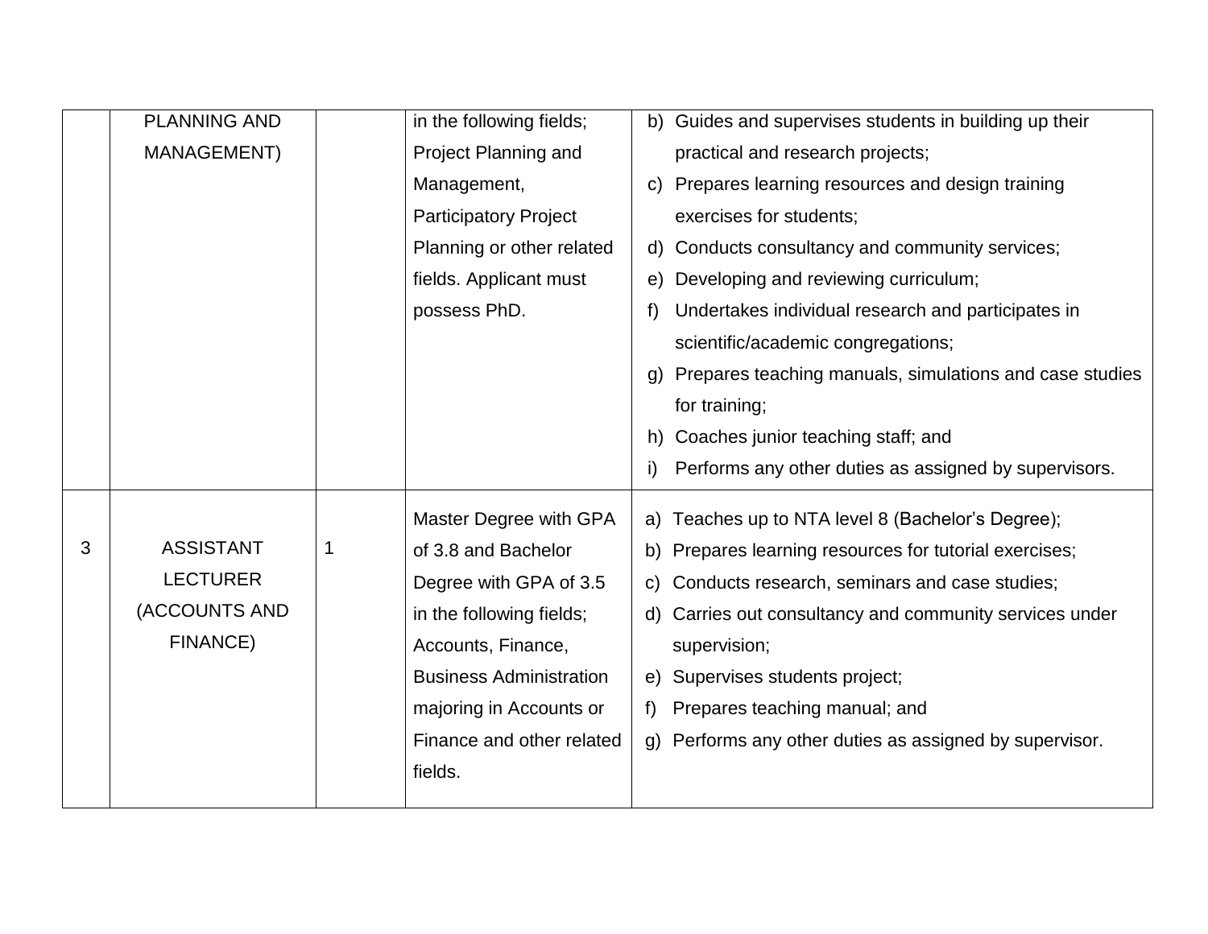| | | | | |
|---|---|---|---|---|
| | PLANNING AND MANAGEMENT) | | in the following fields; Project Planning and Management, Participatory Project Planning or other related fields. Applicant must possess PhD. | b) Guides and supervises students in building up their practical and research projects;<br>c) Prepares learning resources and design training exercises for students;<br>d) Conducts consultancy and community services;<br>e) Developing and reviewing curriculum;<br>f) Undertakes individual research and participates in scientific/academic congregations;<br>g) Prepares teaching manuals, simulations and case studies for training;<br>h) Coaches junior teaching staff; and<br>i) Performs any other duties as assigned by supervisors. |
| 3 | ASSISTANT LECTURER (ACCOUNTS AND FINANCE) | 1 | Master Degree with GPA of 3.8 and Bachelor Degree with GPA of 3.5 in the following fields; Accounts, Finance, Business Administration majoring in Accounts or Finance and other related fields. | a) Teaches up to NTA level 8 (Bachelor's Degree);<br>b) Prepares learning resources for tutorial exercises;<br>c) Conducts research, seminars and case studies;<br>d) Carries out consultancy and community services under supervision;<br>e) Supervises students project;<br>f) Prepares teaching manual; and<br>g) Performs any other duties as assigned by supervisor. |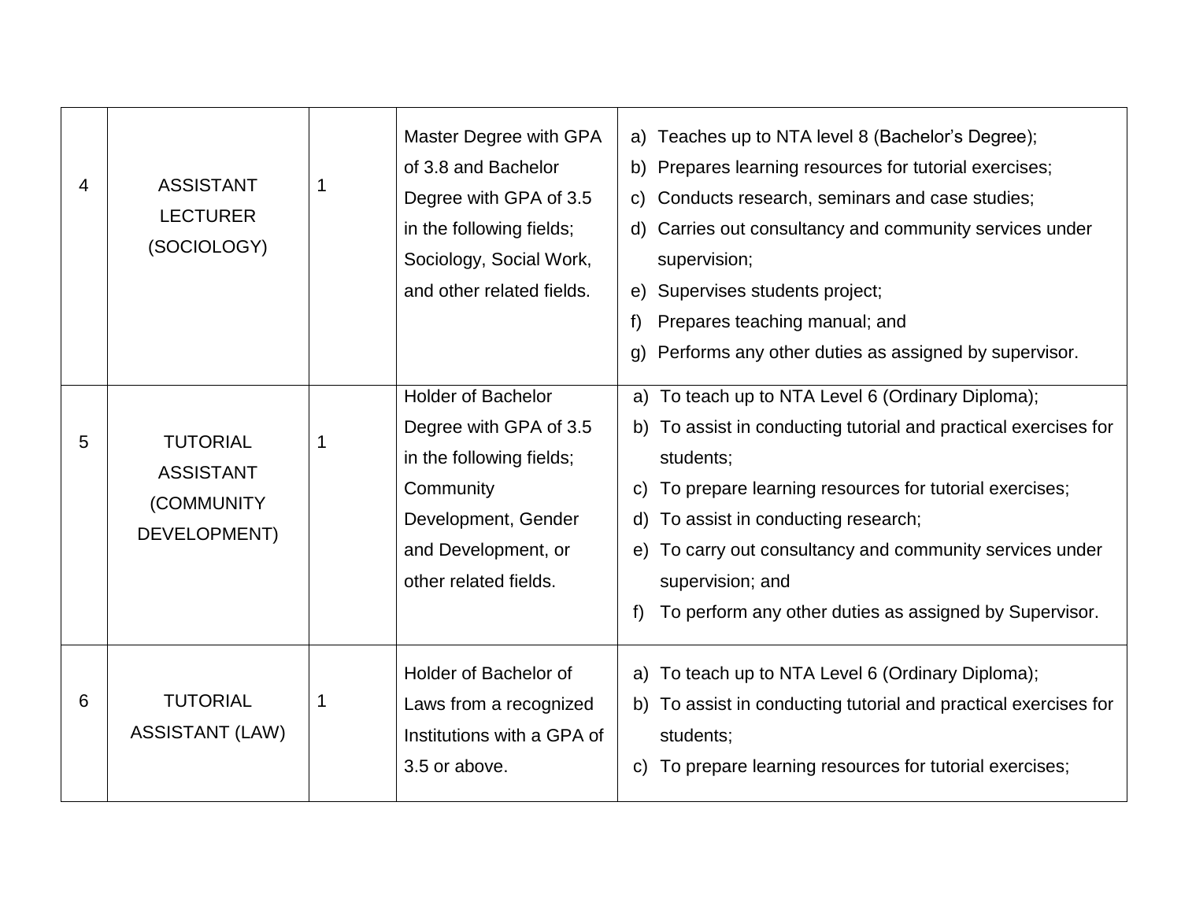| | | | | |
|---|---|---|---|---|
| 4 | ASSISTANT LECTURER (SOCIOLOGY) | 1 | Master Degree with GPA of 3.8 and Bachelor Degree with GPA of 3.5 in the following fields; Sociology, Social Work, and other related fields. | a) Teaches up to NTA level 8 (Bachelor's Degree);<br>b) Prepares learning resources for tutorial exercises;<br>c) Conducts research, seminars and case studies;<br>d) Carries out consultancy and community services under supervision;<br>e) Supervises students project;<br>f) Prepares teaching manual; and<br>g) Performs any other duties as assigned by supervisor. |
| 5 | TUTORIAL ASSISTANT (COMMUNITY DEVELOPMENT) | 1 | Holder of Bachelor Degree with GPA of 3.5 in the following fields; Community Development, Gender and Development, or other related fields. | a) To teach up to NTA Level 6 (Ordinary Diploma);<br>b) To assist in conducting tutorial and practical exercises for students;<br>c) To prepare learning resources for tutorial exercises;<br>d) To assist in conducting research;<br>e) To carry out consultancy and community services under supervision; and<br>f) To perform any other duties as assigned by Supervisor. |
| 6 | TUTORIAL ASSISTANT (LAW) | 1 | Holder of Bachelor of Laws from a recognized Institutions with a GPA of 3.5 or above. | a) To teach up to NTA Level 6 (Ordinary Diploma);<br>b) To assist in conducting tutorial and practical exercises for students;<br>c) To prepare learning resources for tutorial exercises; |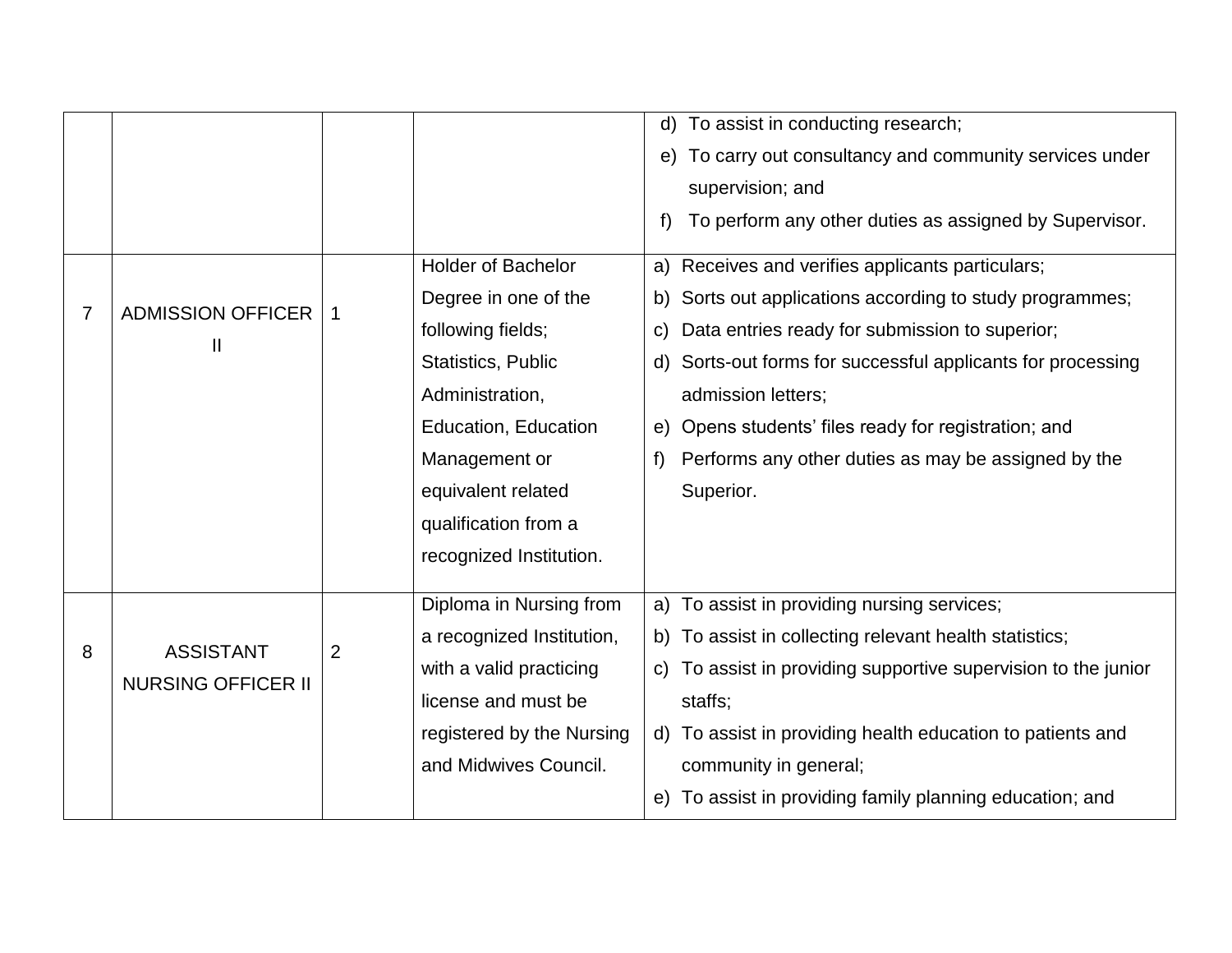| | | | | |
|---|---|---|---|---|
| | | | | d) To assist in conducting research;<br>e) To carry out consultancy and community services under supervision; and<br>f) To perform any other duties as assigned by Supervisor. |
| 7 | ADMISSION OFFICER II | 1 | Holder of Bachelor Degree in one of the following fields; Statistics, Public Administration, Education, Education Management or equivalent related qualification from a recognized Institution. | a) Receives and verifies applicants particulars;<br>b) Sorts out applications according to study programmes;<br>c) Data entries ready for submission to superior;<br>d) Sorts-out forms for successful applicants for processing admission letters;<br>e) Opens students' files ready for registration; and<br>f) Performs any other duties as may be assigned by the Superior. |
| 8 | ASSISTANT NURSING OFFICER II | 2 | Diploma in Nursing from a recognized Institution, with a valid practicing license and must be registered by the Nursing and Midwives Council. | a) To assist in providing nursing services;<br>b) To assist in collecting relevant health statistics;<br>c) To assist in providing supportive supervision to the junior staffs;<br>d) To assist in providing health education to patients and community in general;<br>e) To assist in providing family planning education; and |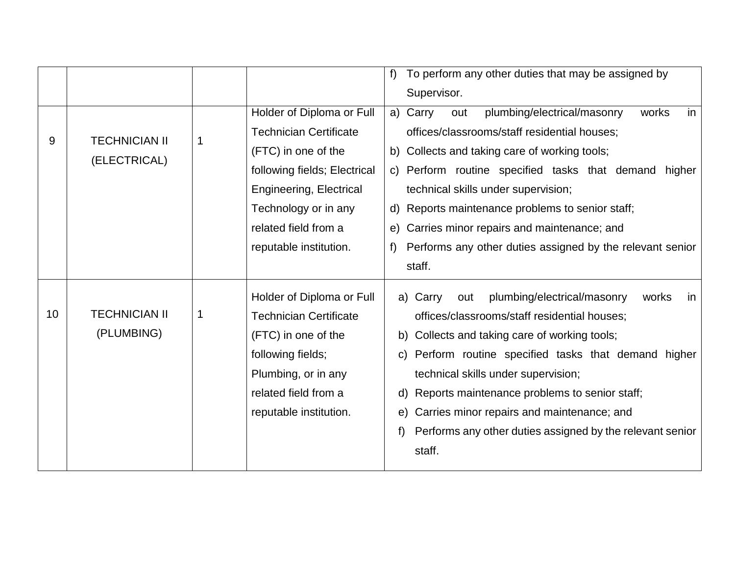|  |  |  |  |  |
|---|---|---|---|---|
|  |  |  |  | f) To perform any other duties that may be assigned by Supervisor. |
| 9 | TECHNICIAN II (ELECTRICAL) | 1 | Holder of Diploma or Full Technician Certificate (FTC) in one of the following fields; Electrical Engineering, Electrical Technology or in any related field from a reputable institution. | a) Carry out plumbing/electrical/masonry works in offices/classrooms/staff residential houses;<br>b) Collects and taking care of working tools;<br>c) Perform routine specified tasks that demand higher technical skills under supervision;<br>d) Reports maintenance problems to senior staff;<br>e) Carries minor repairs and maintenance; and<br>f) Performs any other duties assigned by the relevant senior staff. |
| 10 | TECHNICIAN II (PLUMBING) | 1 | Holder of Diploma or Full Technician Certificate (FTC) in one of the following fields; Plumbing, or in any related field from a reputable institution. | a) Carry out plumbing/electrical/masonry works in offices/classrooms/staff residential houses;<br>b) Collects and taking care of working tools;<br>c) Perform routine specified tasks that demand higher technical skills under supervision;<br>d) Reports maintenance problems to senior staff;<br>e) Carries minor repairs and maintenance; and<br>f) Performs any other duties assigned by the relevant senior staff. |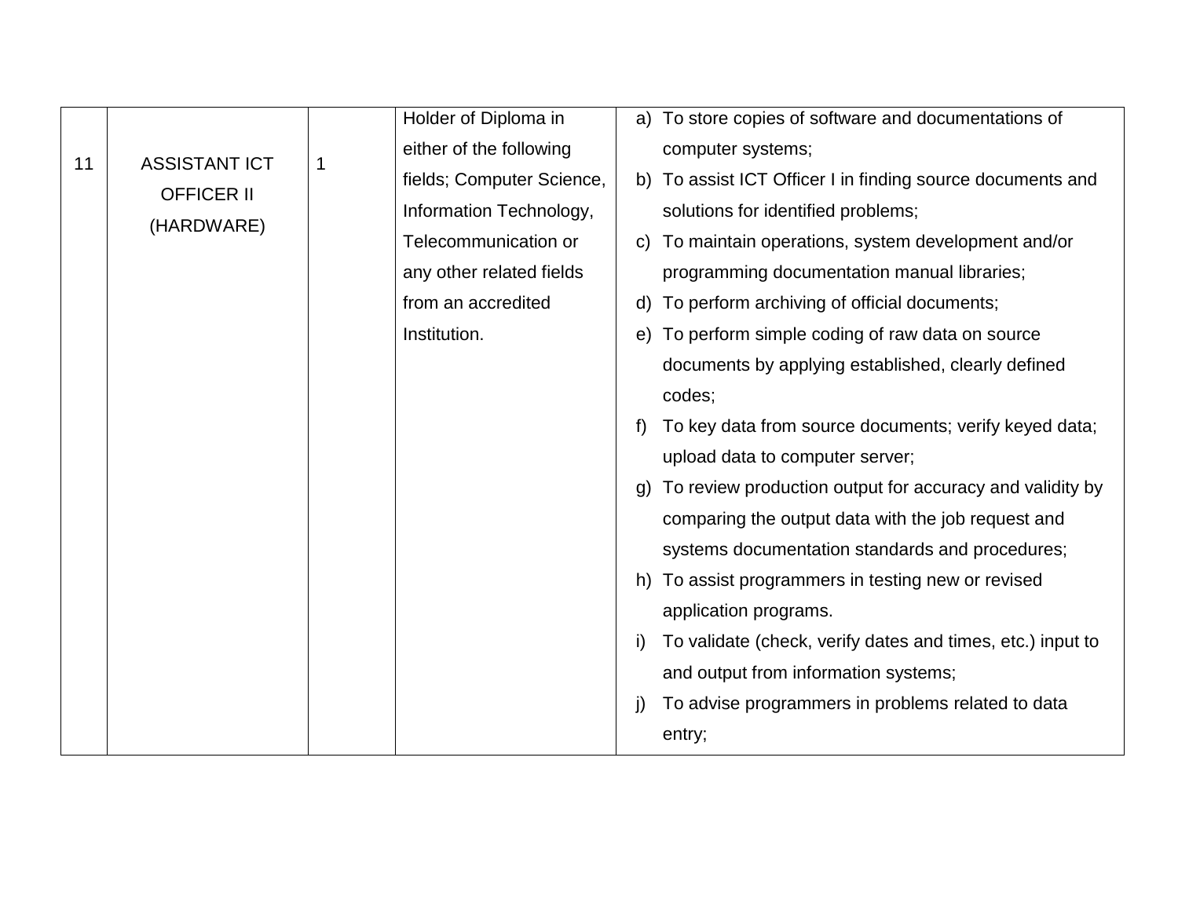| 11 | ASSISTANT ICT OFFICER II (HARDWARE) | 1 | Holder of Diploma in either of the following fields; Computer Science, Information Technology, Telecommunication or any other related fields from an accredited Institution. | a) To store copies of software and documentations of computer systems;<br>b) To assist ICT Officer I in finding source documents and solutions for identified problems;<br>c) To maintain operations, system development and/or programming documentation manual libraries;<br>d) To perform archiving of official documents;<br>e) To perform simple coding of raw data on source documents by applying established, clearly defined codes;<br>f) To key data from source documents; verify keyed data; upload data to computer server;<br>g) To review production output for accuracy and validity by comparing the output data with the job request and systems documentation standards and procedures;<br>h) To assist programmers in testing new or revised application programs.<br>i) To validate (check, verify dates and times, etc.) input to and output from information systems;<br>j) To advise programmers in problems related to data entry; |
|---|---|---|---|---|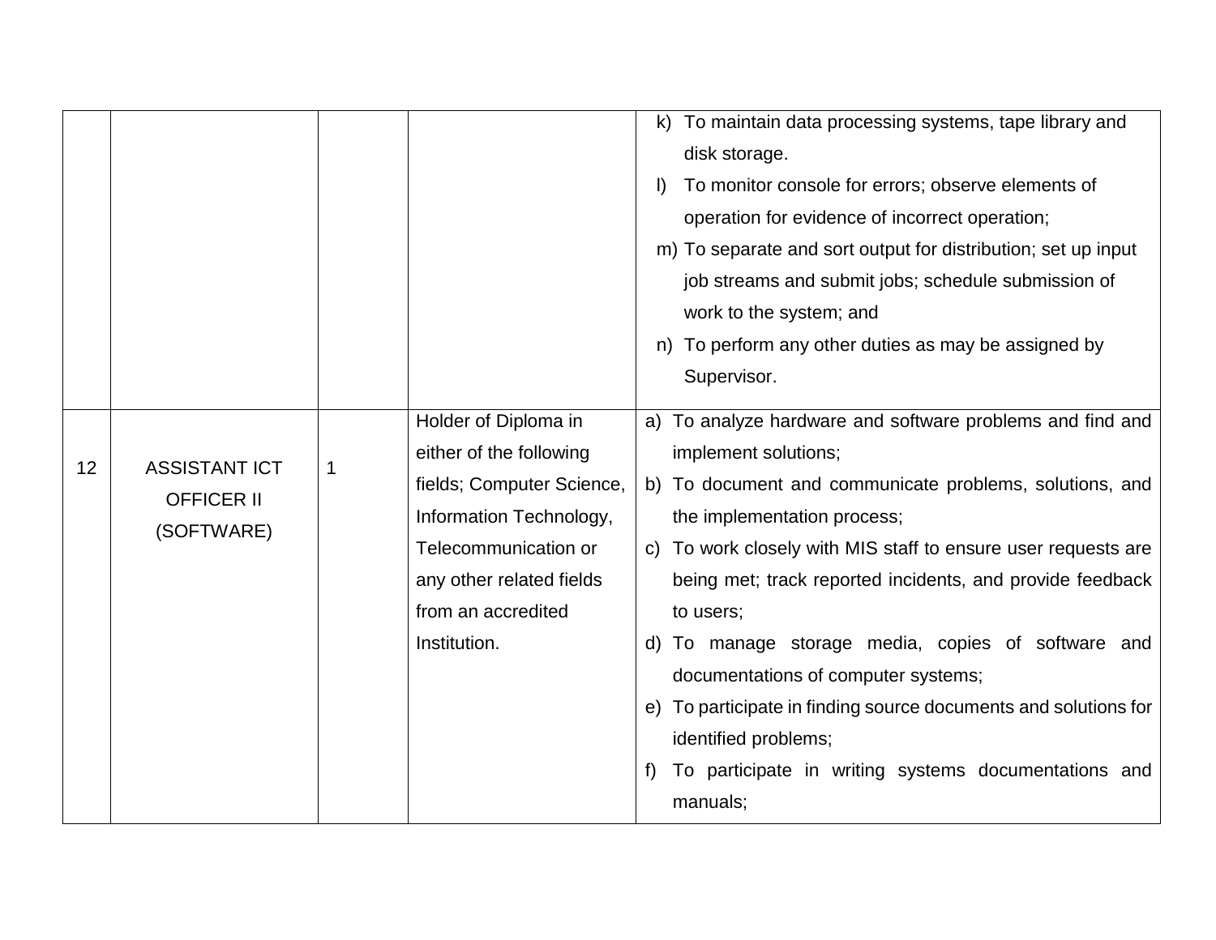| | | | | |
|---|---|---|---|---|
| | | | | k) To maintain data processing systems, tape library and disk storage.<br>l) To monitor console for errors; observe elements of operation for evidence of incorrect operation;<br>m) To separate and sort output for distribution; set up input job streams and submit jobs; schedule submission of work to the system; and<br>n) To perform any other duties as may be assigned by Supervisor. |
| 12 | ASSISTANT ICT OFFICER II (SOFTWARE) | 1 | Holder of Diploma in either of the following fields; Computer Science, Information Technology, Telecommunication or any other related fields from an accredited Institution. | a) To analyze hardware and software problems and find and implement solutions;<br>b) To document and communicate problems, solutions, and the implementation process;<br>c) To work closely with MIS staff to ensure user requests are being met; track reported incidents, and provide feedback to users;<br>d) To manage storage media, copies of software and documentations of computer systems;<br>e) To participate in finding source documents and solutions for identified problems;<br>f) To participate in writing systems documentations and manuals; |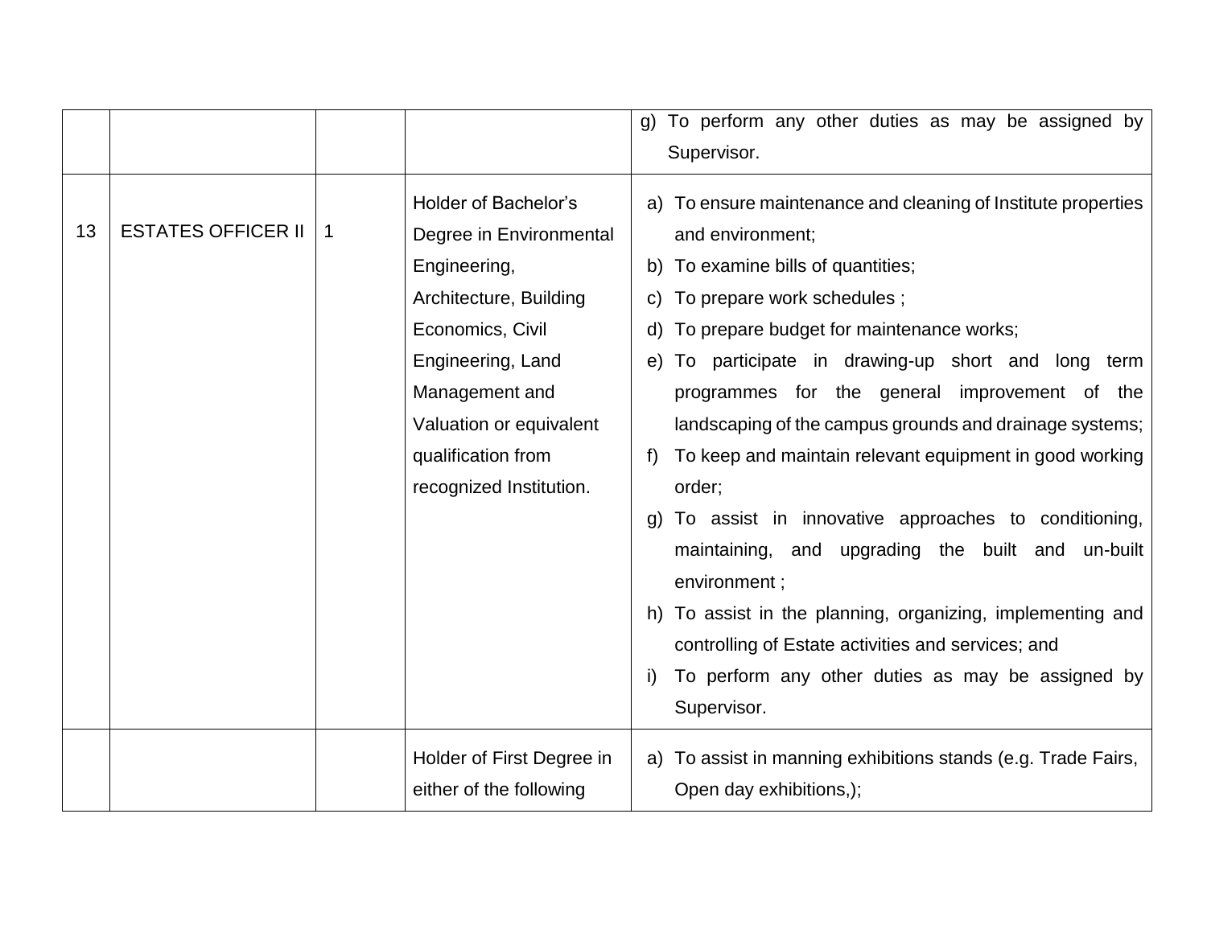| | | | | |
|---|---|---|---|---|
| | | | | g) To perform any other duties as may be assigned by Supervisor. |
| 13 | ESTATES OFFICER II | 1 | Holder of Bachelor's Degree in Environmental Engineering, Architecture, Building Economics, Civil Engineering, Land Management and Valuation or equivalent qualification from recognized Institution. | a) To ensure maintenance and cleaning of Institute properties and environment;<br>b) To examine bills of quantities;<br>c) To prepare work schedules ;<br>d) To prepare budget for maintenance works;<br>e) To participate in drawing-up short and long term programmes for the general improvement of the landscaping of the campus grounds and drainage systems;<br>f) To keep and maintain relevant equipment in good working order;<br>g) To assist in innovative approaches to conditioning, maintaining, and upgrading the built and un-built environment ;<br>h) To assist in the planning, organizing, implementing and controlling of Estate activities and services; and<br>i) To perform any other duties as may be assigned by Supervisor. |
| | | | Holder of First Degree in either of the following | a) To assist in manning exhibitions stands (e.g. Trade Fairs, Open day exhibitions,); |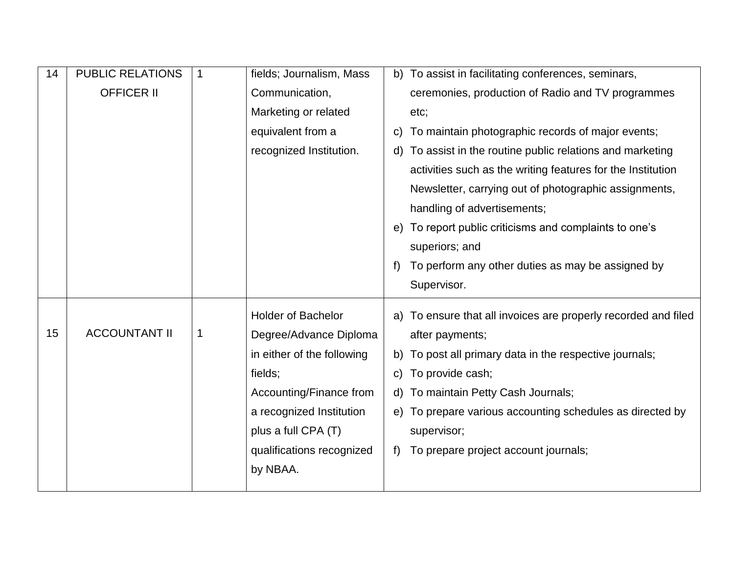| 14 | PUBLIC RELATIONS OFFICER II | 1 | fields; Journalism, Mass Communication, Marketing or related equivalent from a recognized Institution. | b) To assist in facilitating conferences, seminars, ceremonies, production of Radio and TV programmes etc;<br>c) To maintain photographic records of major events;<br>d) To assist in the routine public relations and marketing activities such as the writing features for the Institution Newsletter, carrying out of photographic assignments, handling of advertisements;<br>e) To report public criticisms and complaints to one's superiors; and<br>f) To perform any other duties as may be assigned by Supervisor. |
|---|---|---|---|---|
| 15 | ACCOUNTANT II | 1 | Holder of Bachelor Degree/Advance Diploma in either of the following fields; Accounting/Finance from a recognized Institution plus a full CPA (T) qualifications recognized by NBAA. | a) To ensure that all invoices are properly recorded and filed after payments;<br>b) To post all primary data in the respective journals;<br>c) To provide cash;<br>d) To maintain Petty Cash Journals;<br>e) To prepare various accounting schedules as directed by supervisor;<br>f) To prepare project account journals; |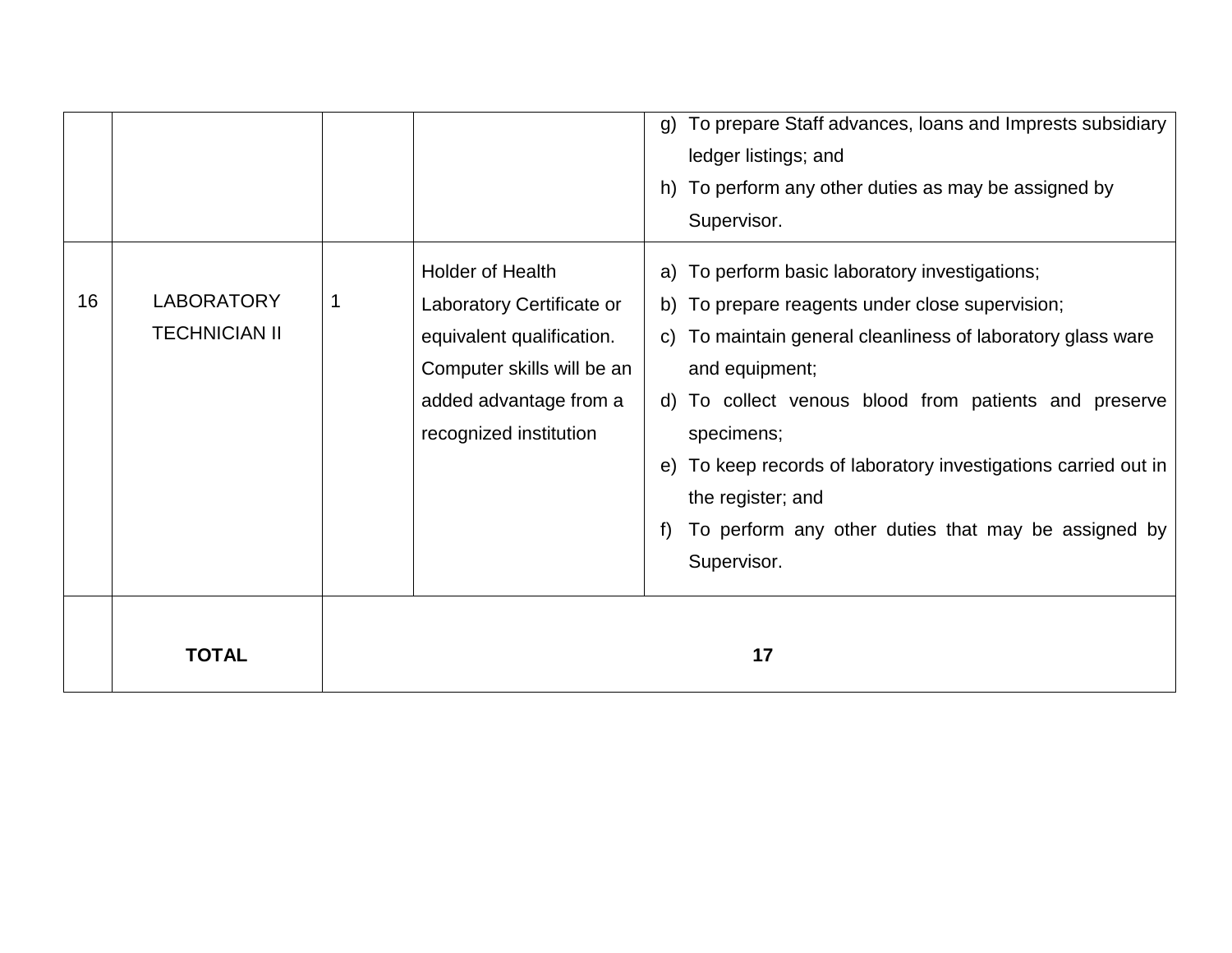| | | | | |
|---|---|---|---|---|
| | | | | g) To prepare Staff advances, loans and Imprests subsidiary ledger listings; and<br>h) To perform any other duties as may be assigned by Supervisor. |
| 16 | LABORATORY TECHNICIAN II | 1 | Holder of Health Laboratory Certificate or equivalent qualification. Computer skills will be an added advantage from a recognized institution | a) To perform basic laboratory investigations;<br>b) To prepare reagents under close supervision;<br>c) To maintain general cleanliness of laboratory glass ware and equipment;<br>d) To collect venous blood from patients and preserve specimens;<br>e) To keep records of laboratory investigations carried out in the register; and<br>f) To perform any other duties that may be assigned by Supervisor. |
| | **TOTAL** | **17** | | |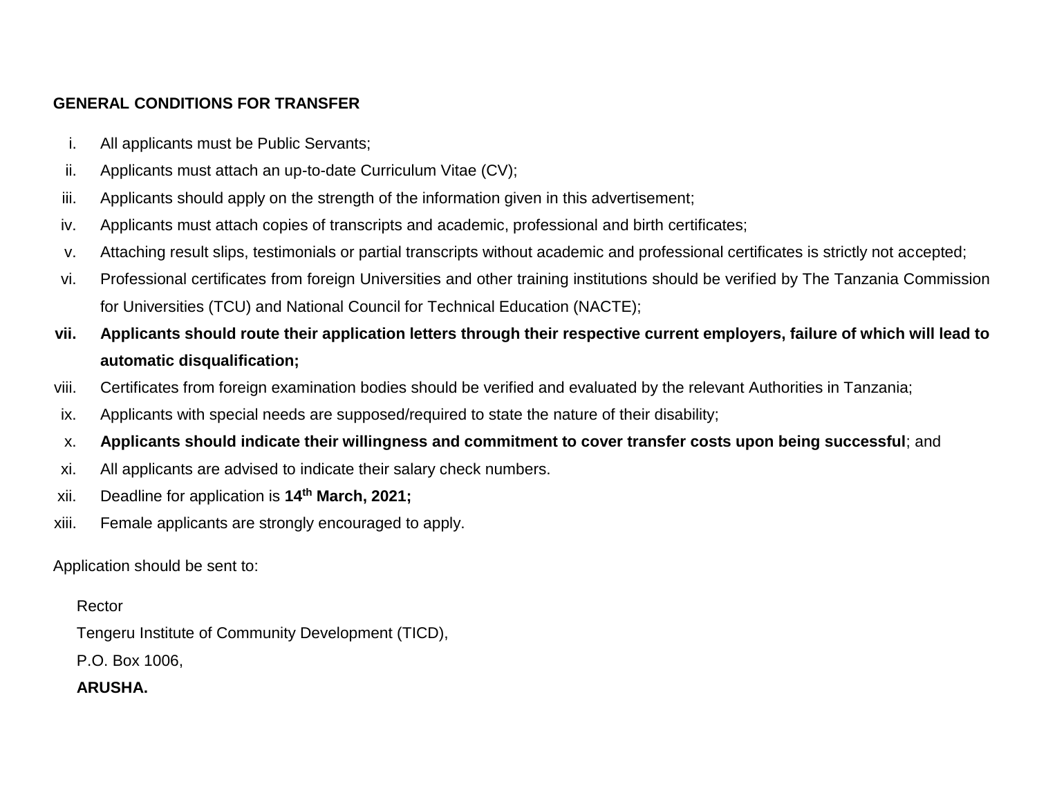**GENERAL CONDITIONS FOR TRANSFER**

i. All applicants must be Public Servants;
ii. Applicants must attach an up-to-date Curriculum Vitae (CV);
iii. Applicants should apply on the strength of the information given in this advertisement;
iv. Applicants must attach copies of transcripts and academic, professional and birth certificates;
v. Attaching result slips, testimonials or partial transcripts without academic and professional certificates is strictly not accepted;
vi. Professional certificates from foreign Universities and other training institutions should be verified by The Tanzania Commission for Universities (TCU) and National Council for Technical Education (NACTE);
**vii. Applicants should route their application letters through their respective current employers, failure of which will lead to automatic disqualification;**
viii. Certificates from foreign examination bodies should be verified and evaluated by the relevant Authorities in Tanzania;
ix. Applicants with special needs are supposed/required to state the nature of their disability;
x. **Applicants should indicate their willingness and commitment to cover transfer costs upon being successful**; and
xi. All applicants are advised to indicate their salary check numbers.
xii. Deadline for application is **14th March, 2021;**
xiii. Female applicants are strongly encouraged to apply.

Application should be sent to:

Rector
Tengeru Institute of Community Development (TICD),
P.O. Box 1006,
**ARUSHA.**